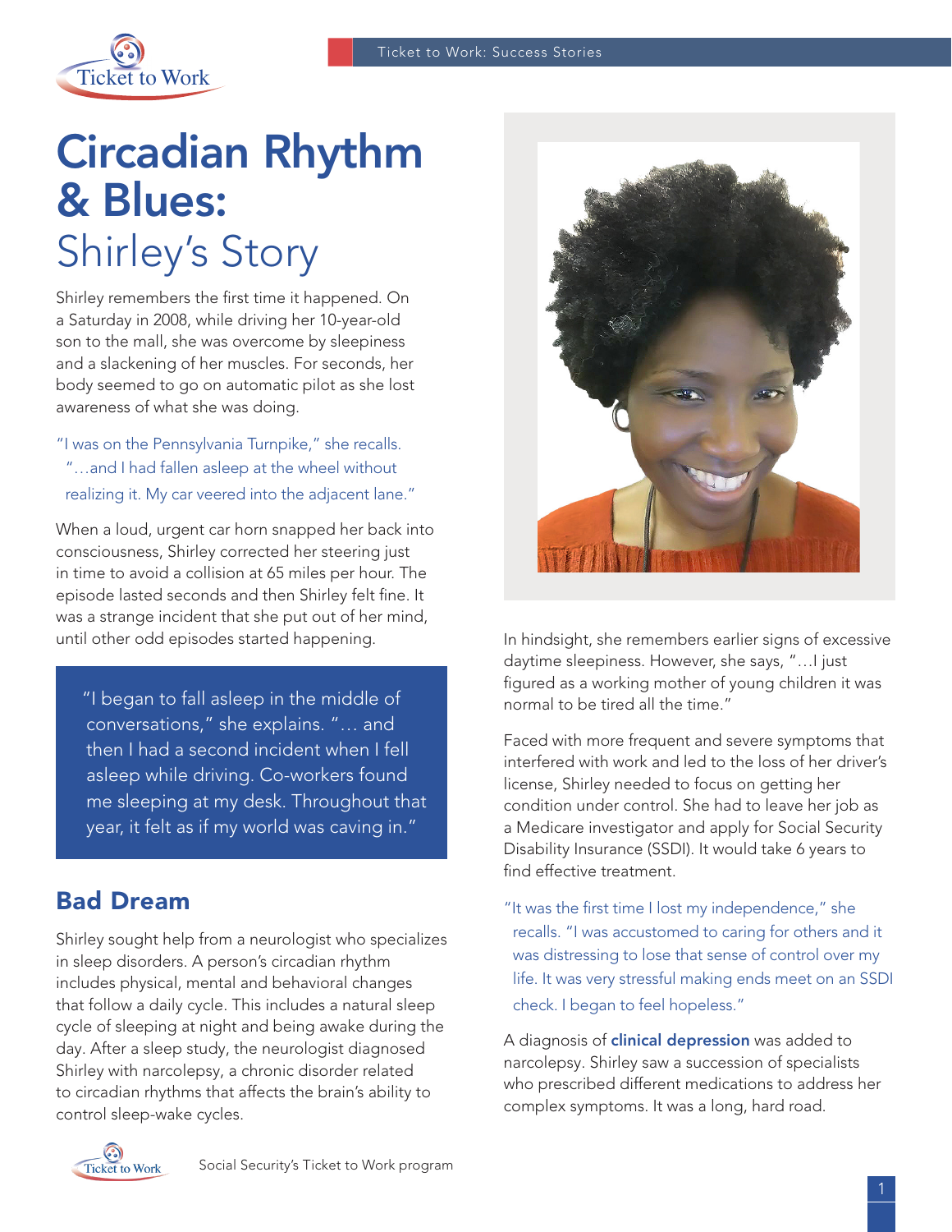# Circadian Rhythm & Blues: Shirley's Story

Shirley remembers the first time it happened. On a Saturday in 2008, while driving her 10-year-old son to the mall, she was overcome by sleepiness and a slackening of her muscles. For seconds, her body seemed to go on automatic pilot as she lost awareness of what she was doing.

"I was on the Pennsylvania Turnpike," she recalls. "…and I had fallen asleep at the wheel without realizing it. My car veered into the adjacent lane."

When a loud, urgent car horn snapped her back into consciousness, Shirley corrected her steering just in time to avoid a collision at 65 miles per hour. The episode lasted seconds and then Shirley felt fine. It was a strange incident that she put out of her mind, until other odd episodes started happening.

> "I began to fall asleep in the middle of conversations," she explains. "… and then I had a second incident when I fell asleep while driving. Co-workers found me sleeping at my desk. Throughout that year, it felt as if my world was caving in."

## Bad Dream

Shirley sought help from a neurologist who specializes in sleep disorders. A person's circadian rhythm includes physical, mental and behavioral changes that follow a daily cycle. This includes a natural sleep cycle of sleeping at night and being awake during the day. After a sleep study, the neurologist diagnosed Shirley with narcolepsy, a chronic disorder related to circadian rhythms that affects the brain's ability to control sleep-wake cycles.

In hindsight, she remembers earlier signs of excessive daytime sleepiness. However, she says, "…I just figured as a working mother of young children it was normal to be tired all the time."

Faced with more frequent and severe symptoms that interfered with work and led to the loss of her driver's license, Shirley needed to focus on getting her condition under control. She had to leave her job as a Medicare investigator and apply for Social Security Disability Insurance (SSDI). It would take 6 years to find effective treatment.

"It was the first time I lost my independence," she recalls. "I was accustomed to caring for others and it was distressing to lose that sense of control over my life. It was very stressful making ends meet on an SSDI check. I began to feel hopeless."

A diagnosis of **clinical depression** was added to narcolepsy. Shirley saw a succession of specialists who prescribed different medications to address her complex symptoms. It was a long, hard road.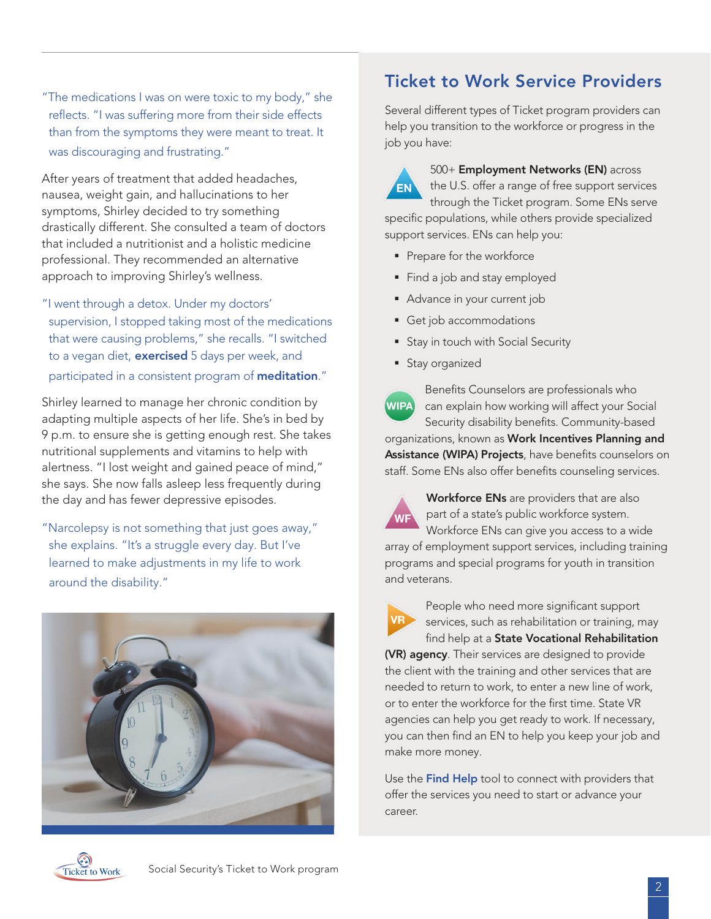"The medications I was on were toxic to my body," she reflects. "I was suffering more from their side effects than from the symptoms they were meant to treat. It was discouraging and frustrating."

After years of treatment that added headaches, nausea, weight gain, and hallucinations to her symptoms, Shirley decided to try something drastically different. She consulted a team of doctors that included a nutritionist and a holistic medicine professional. They recommended an alternative approach to improving Shirley's wellness.

"I went through a detox. Under my doctors' supervision, I stopped taking most of the medications that were causing problems," she recalls. "I switched to a vegan diet, **exercised** 5 days per week, and participated in a consistent program of **meditation**."

Shirley learned to manage her chronic condition by adapting multiple aspects of her life. She's in bed by 9 p.m. to ensure she is getting enough rest. She takes nutritional supplements and vitamins to help with alertness. "I lost weight and gained peace of mind," she says. She now falls asleep less frequently during the day and has fewer depressive episodes.

"Narcolepsy is not something that just goes away," she explains. "It's a struggle every day. But I've learned to make adjustments in my life to work around the disability."

## Ticket to Work Service Providers

Several different types of Ticket program providers can help you transition to the workforce or progress in the job you have:

500+ **Employment Networks (EN)** across the U.S. offer a range of free support services through the Ticket program. Some ENs serve specific populations, while others provide specialized support services. ENs can help you:

- Prepare for the workforce
- Find a job and stay employed
- Advance in your current job
- Get job accommodations
- Stay in touch with Social Security
- Stay organized

Benefits Counselors are professionals who can explain how working will affect your Social Security disability benefits. Community-based organizations, known as **Work Incentives Planning and Assistance (WIPA) Projects**, have benefits counselors on staff. Some ENs also offer benefits counseling services.

**Workforce ENs** are providers that are also part of a state's public workforce system. Workforce ENs can give you access to a wide array of employment support services, including training programs and special programs for youth in transition and veterans.

People who need more significant support services, such as rehabilitation or training, may find help at a **State Vocational Rehabilitation (VR) agency**. Their services are designed to provide the client with the training and other services that are needed to return to work, to enter a new line of work, or to enter the workforce for the first time. State VR agencies can help you get ready to work. If necessary, you can then find an EN to help you keep your job and make more money.

Use the **Find Help** tool to connect with providers that offer the services you need to start or advance your career.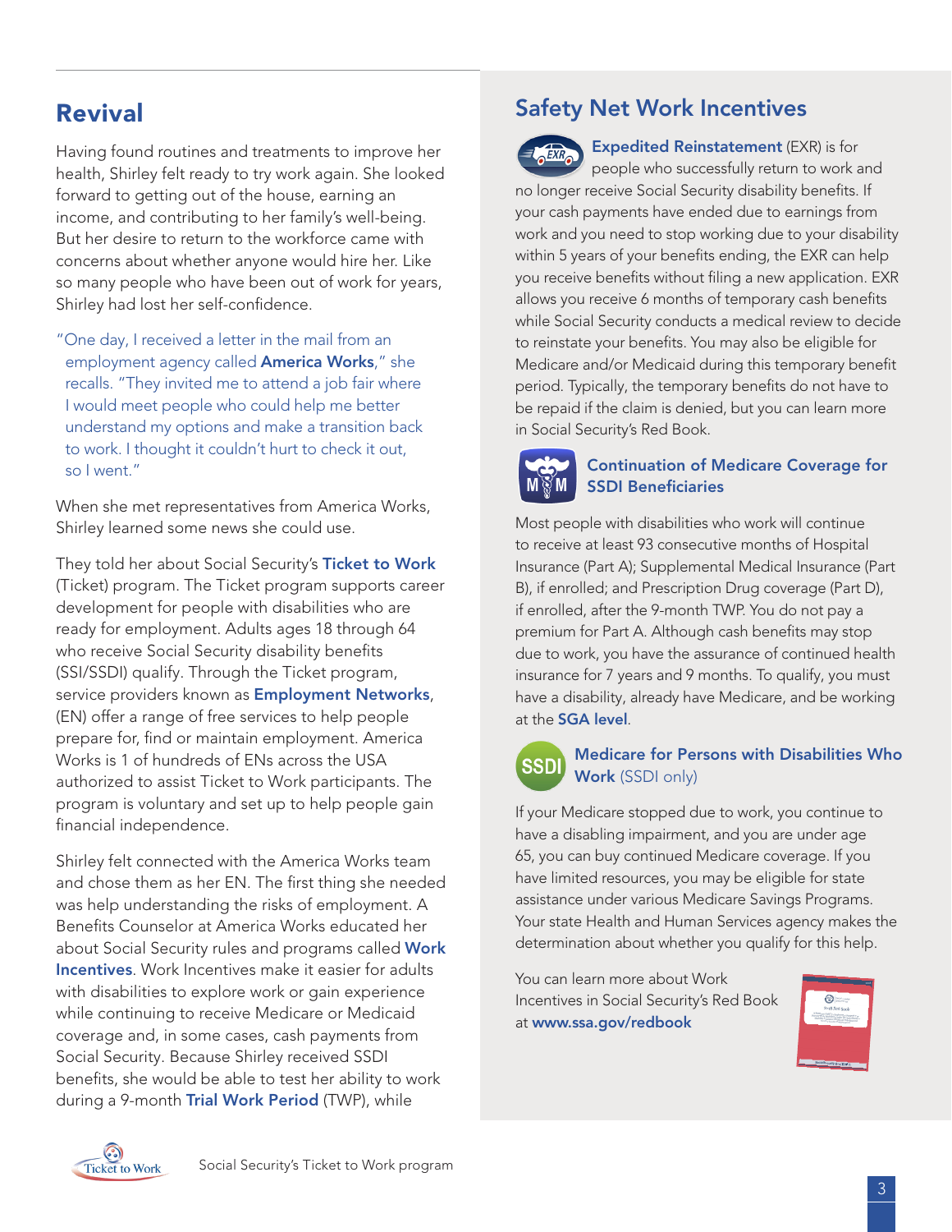## Revival

Having found routines and treatments to improve her health, Shirley felt ready to try work again. She looked forward to getting out of the house, earning an income, and contributing to her family's well-being. But her desire to return to the workforce came with concerns about whether anyone would hire her. Like so many people who have been out of work for years, Shirley had lost her self-confidence.

"One day, I received a letter in the mail from an employment agency called **America Works**," she recalls. "They invited me to attend a job fair where I would meet people who could help me better understand my options and make a transition back to work. I thought it couldn't hurt to check it out, so I went."

When she met representatives from America Works, Shirley learned some news she could use.

They told her about Social Security's **Ticket to Work** (Ticket) program. The Ticket program supports career development for people with disabilities who are ready for employment. Adults ages 18 through 64 who receive Social Security disability benefits (SSI/SSDI) qualify. Through the Ticket program, service providers known as **Employment Networks**, (EN) offer a range of free services to help people prepare for, find or maintain employment. America Works is 1 of hundreds of ENs across the USA authorized to assist Ticket to Work participants. The program is voluntary and set up to help people gain financial independence.

Shirley felt connected with the America Works team and chose them as her EN. The first thing she needed was help understanding the risks of employment. A Benefits Counselor at America Works educated her about Social Security rules and programs called **Work Incentives**. Work Incentives make it easier for adults with disabilities to explore work or gain experience while continuing to receive Medicare or Medicaid coverage and, in some cases, cash payments from Social Security. Because Shirley received SSDI benefits, she would be able to test her ability to work during a 9-month **Trial Work Period** (TWP), while

## Safety Net Work Incentives

**Expedited Reinstatement** (EXR) is for people who successfully return to work and no longer receive Social Security disability benefits. If your cash payments have ended due to earnings from work and you need to stop working due to your disability within 5 years of your benefits ending, the EXR can help you receive benefits without filing a new application. EXR allows you receive 6 months of temporary cash benefits while Social Security conducts a medical review to decide to reinstate your benefits. You may also be eligible for Medicare and/or Medicaid during this temporary benefit period. Typically, the temporary benefits do not have to be repaid if the claim is denied, but you can learn more in Social Security's Red Book.

### Continuation of Medicare Coverage for SSDI Beneficiaries

Most people with disabilities who work will continue to receive at least 93 consecutive months of Hospital Insurance (Part A); Supplemental Medical Insurance (Part B), if enrolled; and Prescription Drug coverage (Part D), if enrolled, after the 9-month TWP. You do not pay a premium for Part A. Although cash benefits may stop due to work, you have the assurance of continued health insurance for 7 years and 9 months. To qualify, you must have a disability, already have Medicare, and be working at the **SGA level**.

### Medicare for Persons with Disabilities Who Work (SSDI only)

If your Medicare stopped due to work, you continue to have a disabling impairment, and you are under age 65, you can buy continued Medicare coverage. If you have limited resources, you may be eligible for state assistance under various Medicare Savings Programs. Your state Health and Human Services agency makes the determination about whether you qualify for this help.

You can learn more about Work Incentives in Social Security's Red Book at **www.ssa.gov/redbook**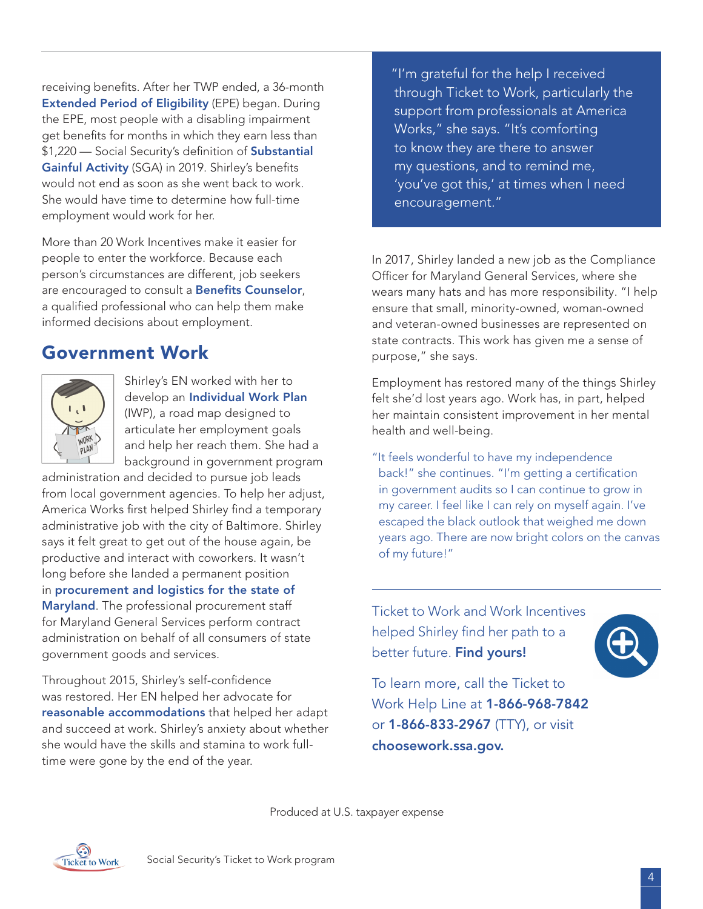receiving benefits. After her TWP ended, a 36-month **Extended Period of Eligibility** (EPE) began. During the EPE, most people with a disabling impairment get benefits for months in which they earn less than $1,220 — Social Security's definition of **Substantial Gainful Activity** (SGA) in 2019. Shirley's benefits would not end as soon as she went back to work. She would have time to determine how full-time employment would work for her.

More than 20 Work Incentives make it easier for people to enter the workforce. Because each person's circumstances are different, job seekers are encouraged to consult a **Benefits Counselor**, a qualified professional who can help them make informed decisions about employment.

## Government Work

Shirley's EN worked with her to develop an **Individual Work Plan** (IWP), a road map designed to articulate her employment goals and help her reach them. She had a background in government program administration and decided to pursue job leads from local government agencies. To help her adjust, America Works first helped Shirley find a temporary administrative job with the city of Baltimore. Shirley says it felt great to get out of the house again, be productive and interact with coworkers. It wasn't long before she landed a permanent position in **procurement and logistics for the state of Maryland**. The professional procurement staff for Maryland General Services perform contract administration on behalf of all consumers of state government goods and services.

Throughout 2015, Shirley's self-confidence was restored. Her EN helped her advocate for **reasonable accommodations** that helped her adapt and succeed at work. Shirley's anxiety about whether she would have the skills and stamina to work full-time were gone by the end of the year.

> "I'm grateful for the help I received through Ticket to Work, particularly the support from professionals at America Works," she says. "It's comforting to know they are there to answer my questions, and to remind me, 'you've got this,' at times when I need encouragement."

In 2017, Shirley landed a new job as the Compliance Officer for Maryland General Services, where she wears many hats and has more responsibility. "I help ensure that small, minority-owned, woman-owned and veteran-owned businesses are represented on state contracts. This work has given me a sense of purpose," she says.

Employment has restored many of the things Shirley felt she'd lost years ago. Work has, in part, helped her maintain consistent improvement in her mental health and well-being.

"It feels wonderful to have my independence back!" she continues. "I'm getting a certification in government audits so I can continue to grow in my career. I feel like I can rely on myself again. I've escaped the black outlook that weighed me down years ago. There are now bright colors on the canvas of my future!"

---

Ticket to Work and Work Incentives helped Shirley find her path to a better future. **Find yours!**

To learn more, call the Ticket to Work Help Line at **1-866-968-7842** or **1-866-833-2967** (TTY), or visit **choosework.ssa.gov.**

Produced at U.S. taxpayer expense